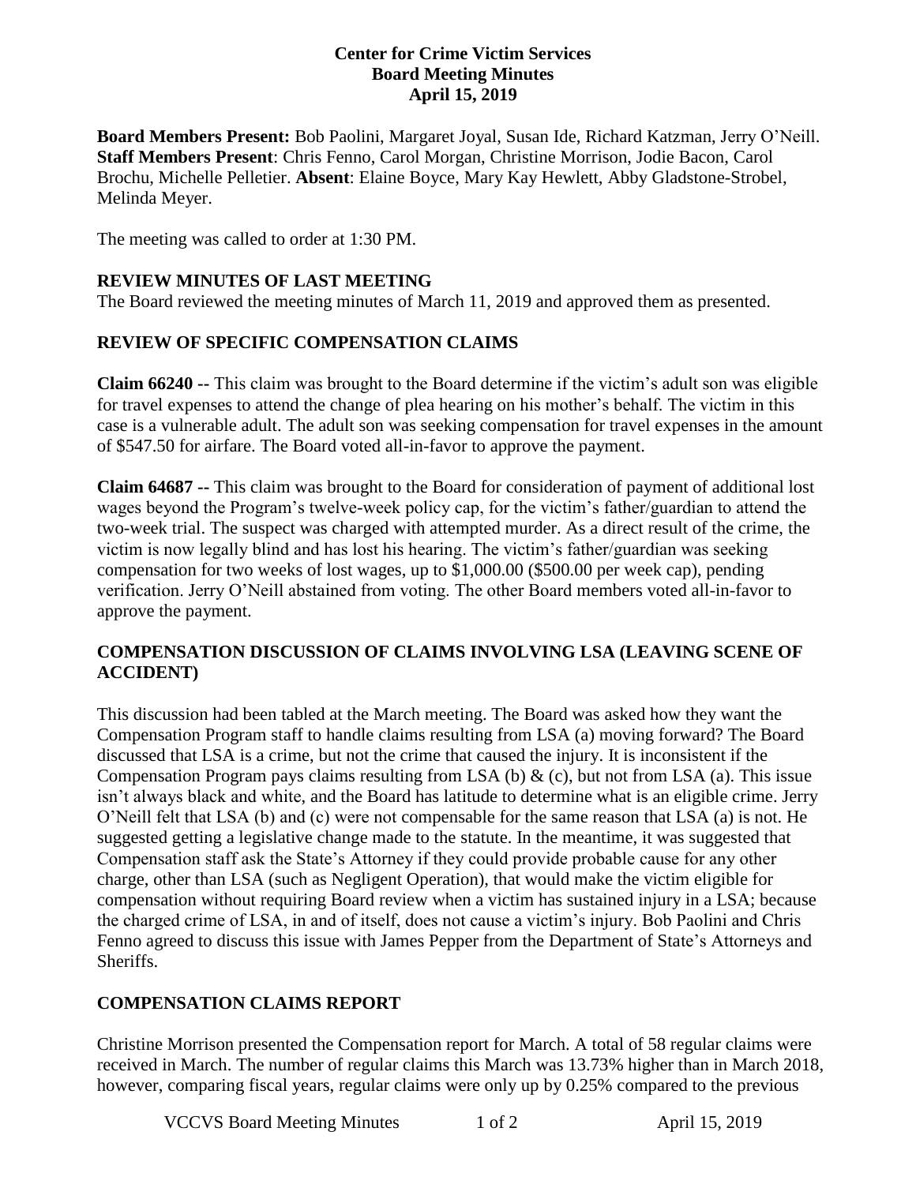**Center for Crime Victim Services**
**Board Meeting Minutes**
**April 15, 2019**

**Board Members Present:** Bob Paolini, Margaret Joyal, Susan Ide, Richard Katzman, Jerry O'Neill. **Staff Members Present**: Chris Fenno, Carol Morgan, Christine Morrison, Jodie Bacon, Carol Brochu, Michelle Pelletier. **Absent**: Elaine Boyce, Mary Kay Hewlett, Abby Gladstone-Strobel, Melinda Meyer.

The meeting was called to order at 1:30 PM.

## REVIEW MINUTES OF LAST MEETING

The Board reviewed the meeting minutes of March 11, 2019 and approved them as presented.

## REVIEW OF SPECIFIC COMPENSATION CLAIMS

**Claim 66240 --** This claim was brought to the Board determine if the victim's adult son was eligible for travel expenses to attend the change of plea hearing on his mother's behalf. The victim in this case is a vulnerable adult. The adult son was seeking compensation for travel expenses in the amount of $547.50 for airfare. The Board voted all-in-favor to approve the payment.

**Claim 64687 --** This claim was brought to the Board for consideration of payment of additional lost wages beyond the Program's twelve-week policy cap, for the victim's father/guardian to attend the two-week trial. The suspect was charged with attempted murder. As a direct result of the crime, the victim is now legally blind and has lost his hearing. The victim's father/guardian was seeking compensation for two weeks of lost wages, up to $1,000.00 ($500.00 per week cap), pending verification. Jerry O'Neill abstained from voting. The other Board members voted all-in-favor to approve the payment.

## COMPENSATION DISCUSSION OF CLAIMS INVOLVING LSA (LEAVING SCENE OF ACCIDENT)

This discussion had been tabled at the March meeting. The Board was asked how they want the Compensation Program staff to handle claims resulting from LSA (a) moving forward? The Board discussed that LSA is a crime, but not the crime that caused the injury. It is inconsistent if the Compensation Program pays claims resulting from LSA (b) & (c), but not from LSA (a). This issue isn't always black and white, and the Board has latitude to determine what is an eligible crime. Jerry O'Neill felt that LSA (b) and (c) were not compensable for the same reason that LSA (a) is not. He suggested getting a legislative change made to the statute. In the meantime, it was suggested that Compensation staff ask the State's Attorney if they could provide probable cause for any other charge, other than LSA (such as Negligent Operation), that would make the victim eligible for compensation without requiring Board review when a victim has sustained injury in a LSA; because the charged crime of LSA, in and of itself, does not cause a victim's injury. Bob Paolini and Chris Fenno agreed to discuss this issue with James Pepper from the Department of State's Attorneys and Sheriffs.

## COMPENSATION CLAIMS REPORT

Christine Morrison presented the Compensation report for March. A total of 58 regular claims were received in March. The number of regular claims this March was 13.73% higher than in March 2018, however, comparing fiscal years, regular claims were only up by 0.25% compared to the previous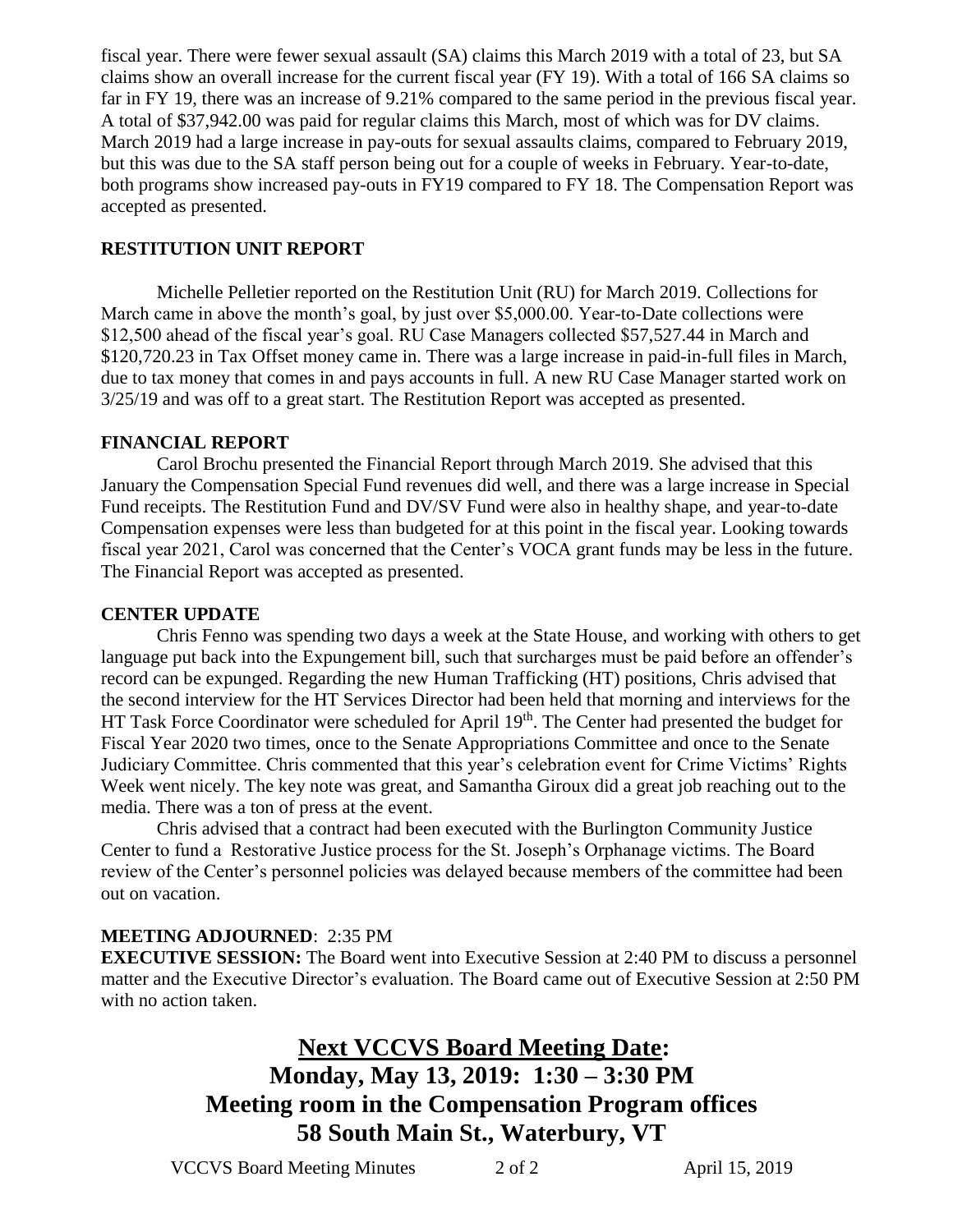fiscal year. There were fewer sexual assault (SA) claims this March 2019 with a total of 23, but SA claims show an overall increase for the current fiscal year (FY 19). With a total of 166 SA claims so far in FY 19, there was an increase of 9.21% compared to the same period in the previous fiscal year. A total of $37,942.00 was paid for regular claims this March, most of which was for DV claims. March 2019 had a large increase in pay-outs for sexual assaults claims, compared to February 2019, but this was due to the SA staff person being out for a couple of weeks in February. Year-to-date, both programs show increased pay-outs in FY19 compared to FY 18. The Compensation Report was accepted as presented.

**RESTITUTION UNIT REPORT**

Michelle Pelletier reported on the Restitution Unit (RU) for March 2019. Collections for March came in above the month's goal, by just over $5,000.00. Year-to-Date collections were $12,500 ahead of the fiscal year's goal. RU Case Managers collected $57,527.44 in March and $120,720.23 in Tax Offset money came in. There was a large increase in paid-in-full files in March, due to tax money that comes in and pays accounts in full. A new RU Case Manager started work on 3/25/19 and was off to a great start. The Restitution Report was accepted as presented.

**FINANCIAL REPORT**

Carol Brochu presented the Financial Report through March 2019. She advised that this January the Compensation Special Fund revenues did well, and there was a large increase in Special Fund receipts. The Restitution Fund and DV/SV Fund were also in healthy shape, and year-to-date Compensation expenses were less than budgeted for at this point in the fiscal year. Looking towards fiscal year 2021, Carol was concerned that the Center's VOCA grant funds may be less in the future. The Financial Report was accepted as presented.

**CENTER UPDATE**

Chris Fenno was spending two days a week at the State House, and working with others to get language put back into the Expungement bill, such that surcharges must be paid before an offender's record can be expunged. Regarding the new Human Trafficking (HT) positions, Chris advised that the second interview for the HT Services Director had been held that morning and interviews for the HT Task Force Coordinator were scheduled for April 19th. The Center had presented the budget for Fiscal Year 2020 two times, once to the Senate Appropriations Committee and once to the Senate Judiciary Committee. Chris commented that this year's celebration event for Crime Victims' Rights Week went nicely. The key note was great, and Samantha Giroux did a great job reaching out to the media. There was a ton of press at the event.

Chris advised that a contract had been executed with the Burlington Community Justice Center to fund a Restorative Justice process for the St. Joseph's Orphanage victims. The Board review of the Center's personnel policies was delayed because members of the committee had been out on vacation.

**MEETING ADJOURNED**: 2:35 PM

**EXECUTIVE SESSION:** The Board went into Executive Session at 2:40 PM to discuss a personnel matter and the Executive Director's evaluation. The Board came out of Executive Session at 2:50 PM with no action taken.

## Next VCCVS Board Meeting Date:
## Monday, May 13, 2019: 1:30 – 3:30 PM
## Meeting room in the Compensation Program offices
## 58 South Main St., Waterbury, VT